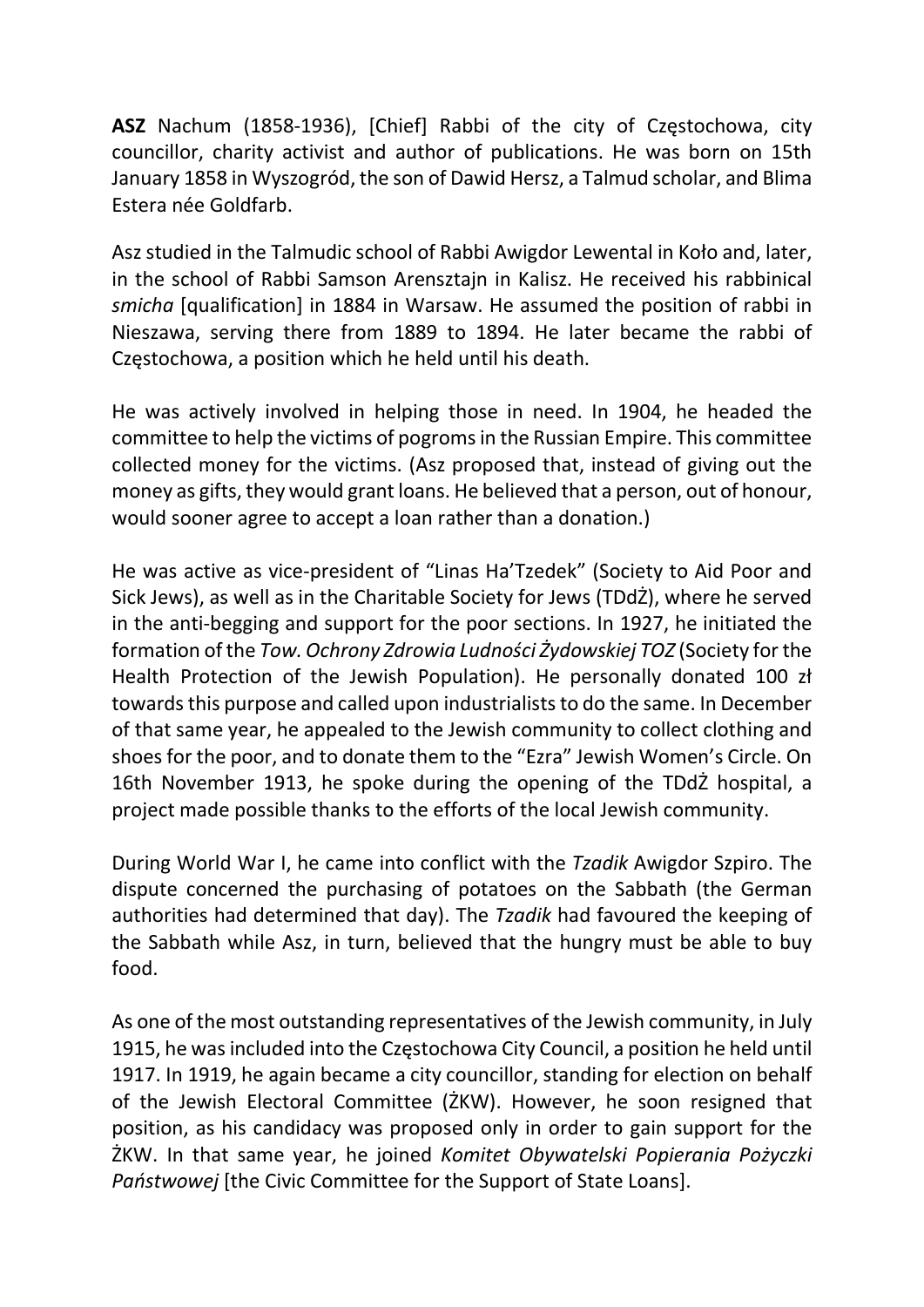**ASZ** Nachum (1858-1936), [Chief] Rabbi of the city of Częstochowa, city councillor, charity activist and author of publications. He was born on 15th January 1858 in Wyszogród, the son of Dawid Hersz, a Talmud scholar, and Blima Estera née Goldfarb.

Asz studied in the Talmudic school of Rabbi Awigdor Lewental in Koło and, later, in the school of Rabbi Samson Arensztajn in Kalisz. He received his rabbinical *smicha* [qualification] in 1884 in Warsaw. He assumed the position of rabbi in Nieszawa, serving there from 1889 to 1894. He later became the rabbi of Częstochowa, a position which he held until his death.

He was actively involved in helping those in need. In 1904, he headed the committee to help the victims of pogroms in the Russian Empire. This committee collected money for the victims. (Asz proposed that, instead of giving out the money as gifts, they would grant loans. He believed that a person, out of honour, would sooner agree to accept a loan rather than a donation.)

He was active as vice-president of "Linas Ha'Tzedek" (Society to Aid Poor and Sick Jews), as well as in the Charitable Society for Jews (TDdŻ), where he served in the anti-begging and support for the poor sections. In 1927, he initiated the formation of the *Tow. Ochrony Zdrowia Ludności Żydowskiej TOZ* (Society for the Health Protection of the Jewish Population). He personally donated 100 zł towards this purpose and called upon industrialists to do the same. In December of that same year, he appealed to the Jewish community to collect clothing and shoes for the poor, and to donate them to the "Ezra" Jewish Women's Circle. On 16th November 1913, he spoke during the opening of the TDdŻ hospital, a project made possible thanks to the efforts of the local Jewish community.

During World War I, he came into conflict with the *Tzadik* Awigdor Szpiro. The dispute concerned the purchasing of potatoes on the Sabbath (the German authorities had determined that day). The *Tzadik* had favoured the keeping of the Sabbath while Asz, in turn, believed that the hungry must be able to buy food.

As one of the most outstanding representatives of the Jewish community, in July 1915, he was included into the Częstochowa City Council, a position he held until 1917. In 1919, he again became a city councillor, standing for election on behalf of the Jewish Electoral Committee (ŻKW). However, he soon resigned that position, as his candidacy was proposed only in order to gain support for the ŻKW. In that same year, he joined *Komitet Obywatelski Popierania Pożyczki Państwowej* [the Civic Committee for the Support of State Loans].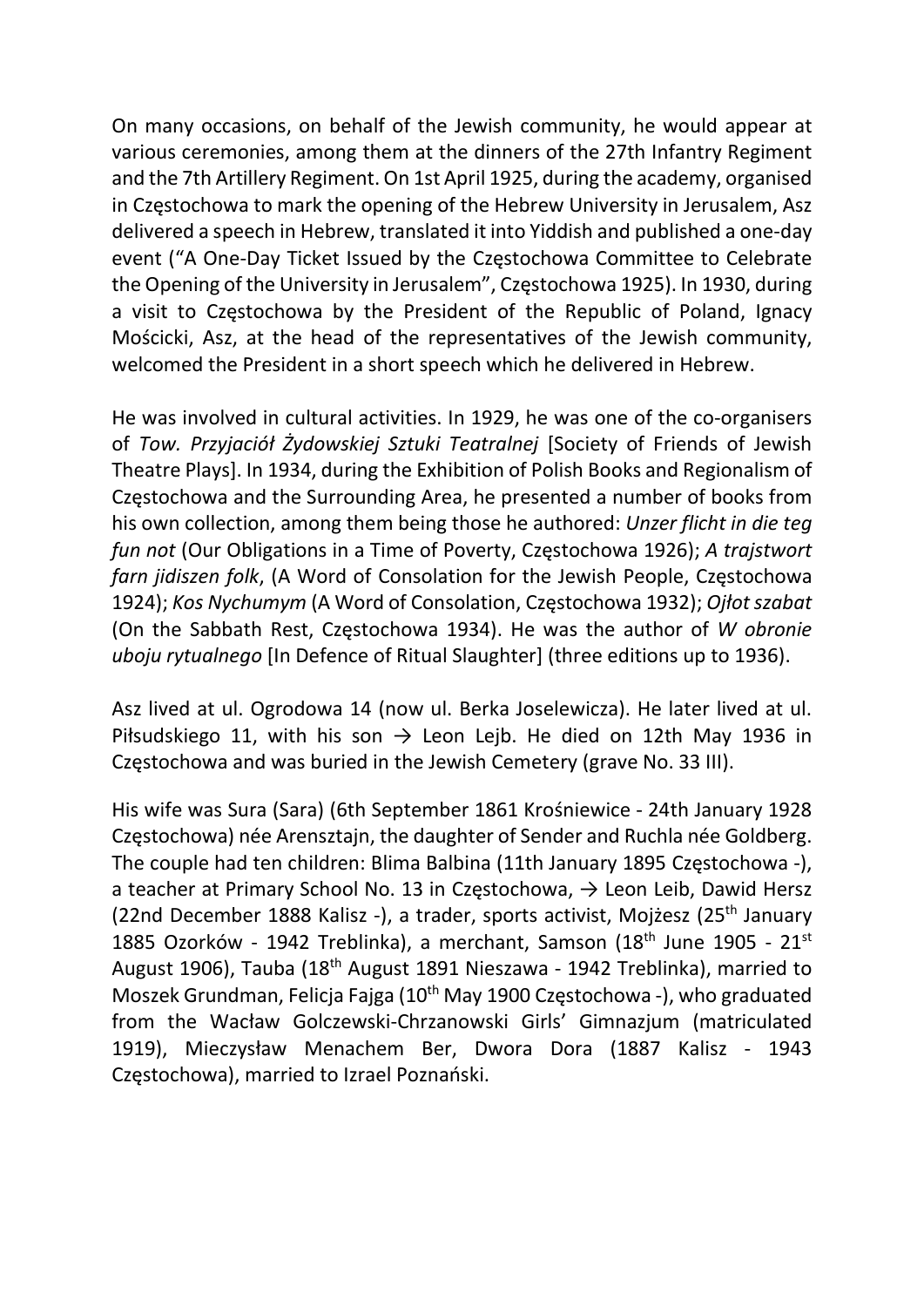On many occasions, on behalf of the Jewish community, he would appear at various ceremonies, among them at the dinners of the 27th Infantry Regiment and the 7th Artillery Regiment. On 1st April 1925, during the academy, organised in Częstochowa to mark the opening of the Hebrew University in Jerusalem, Asz delivered a speech in Hebrew, translated it into Yiddish and published a one-day event ("A One-Day Ticket Issued by the Częstochowa Committee to Celebrate the Opening of the University in Jerusalem", Częstochowa 1925). In 1930, during a visit to Częstochowa by the President of the Republic of Poland, Ignacy Mościcki, Asz, at the head of the representatives of the Jewish community, welcomed the President in a short speech which he delivered in Hebrew.

He was involved in cultural activities. In 1929, he was one of the co-organisers of *Tow. Przyjaciół Żydowskiej Sztuki Teatralnej* [Society of Friends of Jewish Theatre Plays]. In 1934, during the Exhibition of Polish Books and Regionalism of Częstochowa and the Surrounding Area, he presented a number of books from his own collection, among them being those he authored: *Unzer flicht in die teg fun not* (Our Obligations in a Time of Poverty, Częstochowa 1926); *A trajstwort farn jidiszen folk*, (A Word of Consolation for the Jewish People, Częstochowa 1924); *Kos Nychumym* (A Word of Consolation, Częstochowa 1932); *Ojłot szabat* (On the Sabbath Rest, Częstochowa 1934). He was the author of *W obronie uboju rytualnego* [In Defence of Ritual Slaughter] (three editions up to 1936).

Asz lived at ul. Ogrodowa 14 (now ul. Berka Joselewicza). He later lived at ul. Piłsudskiego 11, with his son → Leon Lejb. He died on 12th May 1936 in Częstochowa and was buried in the Jewish Cemetery (grave No. 33 III).

His wife was Sura (Sara) (6th September 1861 Krośniewice - 24th January 1928 Częstochowa) née Arensztajn, the daughter of Sender and Ruchla née Goldberg. The couple had ten children: Blima Balbina (11th January 1895 Częstochowa -), a teacher at Primary School No. 13 in Częstochowa, → Leon Leib, Dawid Hersz (22nd December 1888 Kalisz -), a trader, sports activist, Mojżesz (25th January 1885 Ozorków - 1942 Treblinka), a merchant, Samson (18th June 1905 - 21st August 1906), Tauba (18th August 1891 Nieszawa - 1942 Treblinka), married to Moszek Grundman, Felicja Fajga (10th May 1900 Częstochowa -), who graduated from the Wacław Golczewski-Chrzanowski Girls' Gimnazjum (matriculated 1919), Mieczysław Menachem Ber, Dwora Dora (1887 Kalisz - 1943 Częstochowa), married to Izrael Poznański.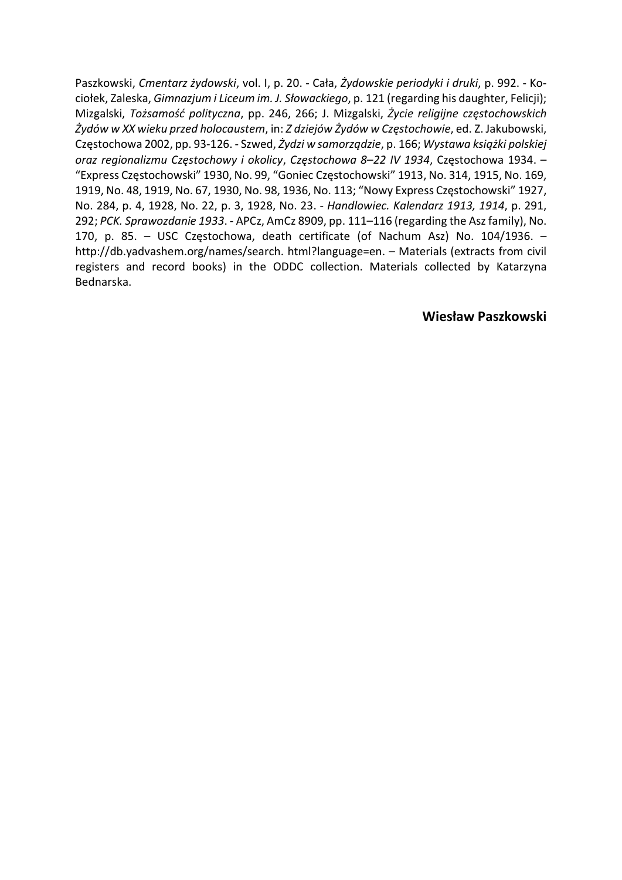Paszkowski, *Cmentarz żydowski*, vol. I, p. 20. - Cała, *Żydowskie periodyki i druki*, p. 992. - Kociołek, Zaleska, *Gimnazjum i Liceum im. J. Słowackiego*, p. 121 (regarding his daughter, Felicji); Mizgalski, *Tożsamość polityczna*, pp. 246, 266; J. Mizgalski, *Życie religijne częstochowskich Żydów w XX wieku przed holocaustem*, in: *Z dziejów Żydów w Częstochowie*, ed. Z. Jakubowski, Częstochowa 2002, pp. 93-126. - Szwed, *Żydzi w samorządzie*, p. 166; *Wystawa książki polskiej oraz regionalizmu Częstochowy i okolicy*, *Częstochowa 8–22 IV 1934*, Częstochowa 1934. – "Express Częstochowski" 1930, No. 99, "Goniec Częstochowski" 1913, No. 314, 1915, No. 169, 1919, No. 48, 1919, No. 67, 1930, No. 98, 1936, No. 113; "Nowy Express Częstochowski" 1927, No. 284, p. 4, 1928, No. 22, p. 3, 1928, No. 23. - *Handlowiec. Kalendarz 1913, 1914*, p. 291, 292; *PCK. Sprawozdanie 1933*. - APCz, AmCz 8909, pp. 111–116 (regarding the Asz family), No. 170, p. 85. – USC Częstochowa, death certificate (of Nachum Asz) No. 104/1936. – http://db.yadvashem.org/names/search. html?language=en. – Materials (extracts from civil registers and record books) in the ODDC collection. Materials collected by Katarzyna Bednarska.

**Wiesław Paszkowski**